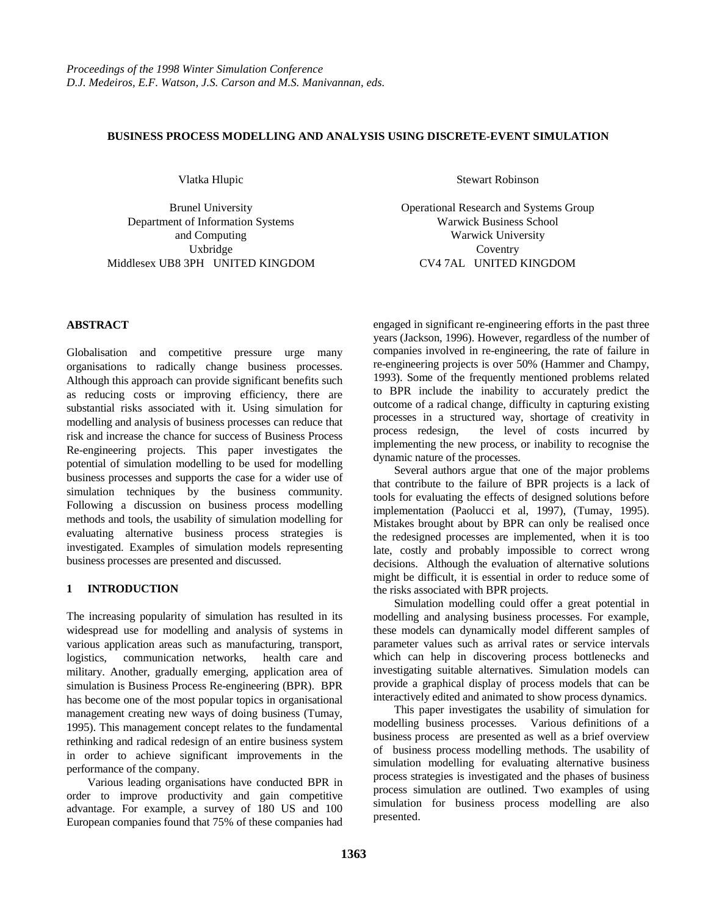# BUSINESS PROCESS MODELLING AND ANALYSIS USING DISCRETE-EVENT SIMULATION

Vlatka Hlupic

Brunel University
Department of Information Systems and Computing
Uxbridge
Middlesex UB8 3PH UNITED KINGDOM

Stewart Robinson

Operational Research and Systems Group
Warwick Business School
Warwick University
Coventry
CV4 7AL UNITED KINGDOM

## ABSTRACT

Globalisation and competitive pressure urge many organisations to radically change business processes. Although this approach can provide significant benefits such as reducing costs or improving efficiency, there are substantial risks associated with it. Using simulation for modelling and analysis of business processes can reduce that risk and increase the chance for success of Business Process Re-engineering projects. This paper investigates the potential of simulation modelling to be used for modelling business processes and supports the case for a wider use of simulation techniques by the business community. Following a discussion on business process modelling methods and tools, the usability of simulation modelling for evaluating alternative business process strategies is investigated. Examples of simulation models representing business processes are presented and discussed.

## 1 INTRODUCTION

The increasing popularity of simulation has resulted in its widespread use for modelling and analysis of systems in various application areas such as manufacturing, transport, logistics, communication networks, health care and military. Another, gradually emerging, application area of simulation is Business Process Re-engineering (BPR). BPR has become one of the most popular topics in organisational management creating new ways of doing business (Tumay, 1995). This management concept relates to the fundamental rethinking and radical redesign of an entire business system in order to achieve significant improvements in the performance of the company.

Various leading organisations have conducted BPR in order to improve productivity and gain competitive advantage. For example, a survey of 180 US and 100 European companies found that 75% of these companies had engaged in significant re-engineering efforts in the past three years (Jackson, 1996). However, regardless of the number of companies involved in re-engineering, the rate of failure in re-engineering projects is over 50% (Hammer and Champy, 1993). Some of the frequently mentioned problems related to BPR include the inability to accurately predict the outcome of a radical change, difficulty in capturing existing processes in a structured way, shortage of creativity in process redesign, the level of costs incurred by implementing the new process, or inability to recognise the dynamic nature of the processes.

Several authors argue that one of the major problems that contribute to the failure of BPR projects is a lack of tools for evaluating the effects of designed solutions before implementation (Paolucci et al, 1997), (Tumay, 1995). Mistakes brought about by BPR can only be realised once the redesigned processes are implemented, when it is too late, costly and probably impossible to correct wrong decisions. Although the evaluation of alternative solutions might be difficult, it is essential in order to reduce some of the risks associated with BPR projects.

Simulation modelling could offer a great potential in modelling and analysing business processes. For example, these models can dynamically model different samples of parameter values such as arrival rates or service intervals which can help in discovering process bottlenecks and investigating suitable alternatives. Simulation models can provide a graphical display of process models that can be interactively edited and animated to show process dynamics.

This paper investigates the usability of simulation for modelling business processes. Various definitions of a business process are presented as well as a brief overview of business process modelling methods. The usability of simulation modelling for evaluating alternative business process strategies is investigated and the phases of business process simulation are outlined. Two examples of using simulation for business process modelling are also presented.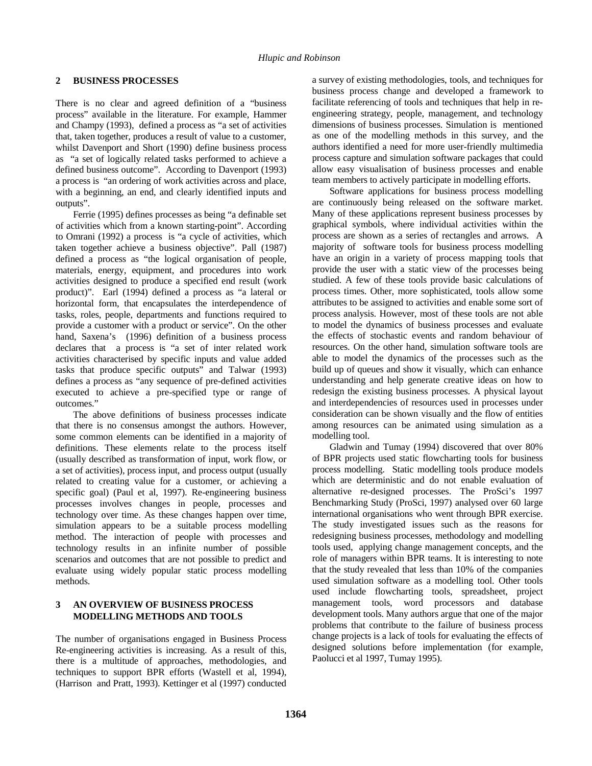## 2 BUSINESS PROCESSES

There is no clear and agreed definition of a "business process" available in the literature. For example, Hammer and Champy (1993), defined a process as "a set of activities that, taken together, produces a result of value to a customer, whilst Davenport and Short (1990) define business process as "a set of logically related tasks performed to achieve a defined business outcome". According to Davenport (1993) a process is "an ordering of work activities across and place, with a beginning, an end, and clearly identified inputs and outputs".

Ferrie (1995) defines processes as being "a definable set of activities which from a known starting-point". According to Omrani (1992) a process is "a cycle of activities, which taken together achieve a business objective". Pall (1987) defined a process as "the logical organisation of people, materials, energy, equipment, and procedures into work activities designed to produce a specified end result (work product)". Earl (1994) defined a process as "a lateral or horizontal form, that encapsulates the interdependence of tasks, roles, people, departments and functions required to provide a customer with a product or service". On the other hand, Saxena's (1996) definition of a business process declares that a process is "a set of inter related work activities characterised by specific inputs and value added tasks that produce specific outputs" and Talwar (1993) defines a process as "any sequence of pre-defined activities executed to achieve a pre-specified type or range of outcomes."

The above definitions of business processes indicate that there is no consensus amongst the authors. However, some common elements can be identified in a majority of definitions. These elements relate to the process itself (usually described as transformation of input, work flow, or a set of activities), process input, and process output (usually related to creating value for a customer, or achieving a specific goal) (Paul et al, 1997). Re-engineering business processes involves changes in people, processes and technology over time. As these changes happen over time, simulation appears to be a suitable process modelling method. The interaction of people with processes and technology results in an infinite number of possible scenarios and outcomes that are not possible to predict and evaluate using widely popular static process modelling methods.

## 3 AN OVERVIEW OF BUSINESS PROCESS MODELLING METHODS AND TOOLS

The number of organisations engaged in Business Process Re-engineering activities is increasing. As a result of this, there is a multitude of approaches, methodologies, and techniques to support BPR efforts (Wastell et al, 1994), (Harrison and Pratt, 1993). Kettinger et al (1997) conducted a survey of existing methodologies, tools, and techniques for business process change and developed a framework to facilitate referencing of tools and techniques that help in re-engineering strategy, people, management, and technology dimensions of business processes. Simulation is mentioned as one of the modelling methods in this survey, and the authors identified a need for more user-friendly multimedia process capture and simulation software packages that could allow easy visualisation of business processes and enable team members to actively participate in modelling efforts.

Software applications for business process modelling are continuously being released on the software market. Many of these applications represent business processes by graphical symbols, where individual activities within the process are shown as a series of rectangles and arrows. A majority of software tools for business process modelling have an origin in a variety of process mapping tools that provide the user with a static view of the processes being studied. A few of these tools provide basic calculations of process times. Other, more sophisticated, tools allow some attributes to be assigned to activities and enable some sort of process analysis. However, most of these tools are not able to model the dynamics of business processes and evaluate the effects of stochastic events and random behaviour of resources. On the other hand, simulation software tools are able to model the dynamics of the processes such as the build up of queues and show it visually, which can enhance understanding and help generate creative ideas on how to redesign the existing business processes. A physical layout and interdependencies of resources used in processes under consideration can be shown visually and the flow of entities among resources can be animated using simulation as a modelling tool.

Gladwin and Tumay (1994) discovered that over 80% of BPR projects used static flowcharting tools for business process modelling. Static modelling tools produce models which are deterministic and do not enable evaluation of alternative re-designed processes. The ProSci's 1997 Benchmarking Study (ProSci, 1997) analysed over 60 large international organisations who went through BPR exercise. The study investigated issues such as the reasons for redesigning business processes, methodology and modelling tools used, applying change management concepts, and the role of managers within BPR teams. It is interesting to note that the study revealed that less than 10% of the companies used simulation software as a modelling tool. Other tools used include flowcharting tools, spreadsheet, project management tools, word processors and database development tools. Many authors argue that one of the major problems that contribute to the failure of business process change projects is a lack of tools for evaluating the effects of designed solutions before implementation (for example, Paolucci et al 1997, Tumay 1995).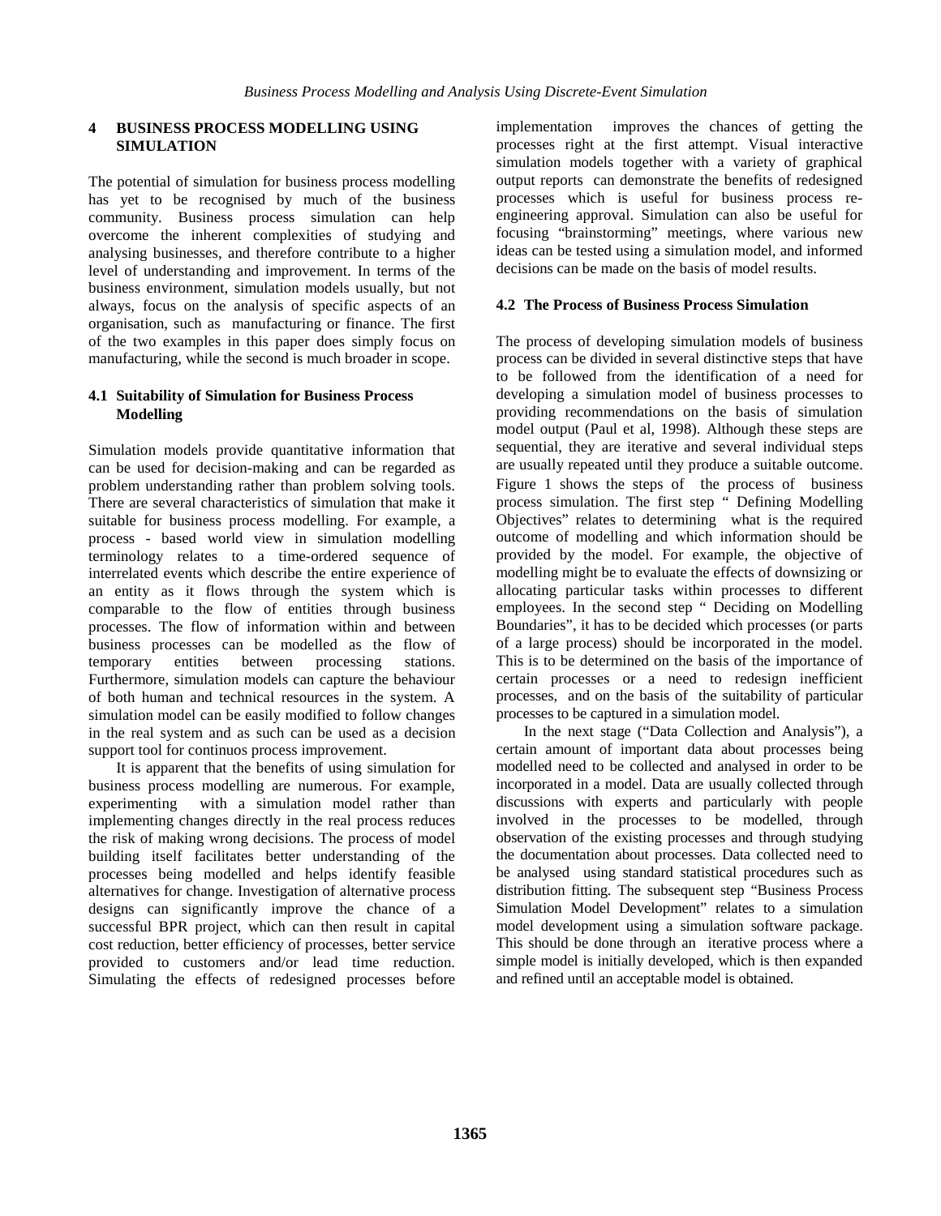## 4 BUSINESS PROCESS MODELLING USING SIMULATION

The potential of simulation for business process modelling has yet to be recognised by much of the business community. Business process simulation can help overcome the inherent complexities of studying and analysing businesses, and therefore contribute to a higher level of understanding and improvement. In terms of the business environment, simulation models usually, but not always, focus on the analysis of specific aspects of an organisation, such as manufacturing or finance. The first of the two examples in this paper does simply focus on manufacturing, while the second is much broader in scope.

### 4.1 Suitability of Simulation for Business Process Modelling

Simulation models provide quantitative information that can be used for decision-making and can be regarded as problem understanding rather than problem solving tools. There are several characteristics of simulation that make it suitable for business process modelling. For example, a process - based world view in simulation modelling terminology relates to a time-ordered sequence of interrelated events which describe the entire experience of an entity as it flows through the system which is comparable to the flow of entities through business processes. The flow of information within and between business processes can be modelled as the flow of temporary entities between processing stations. Furthermore, simulation models can capture the behaviour of both human and technical resources in the system. A simulation model can be easily modified to follow changes in the real system and as such can be used as a decision support tool for continuos process improvement.

It is apparent that the benefits of using simulation for business process modelling are numerous. For example, experimenting with a simulation model rather than implementing changes directly in the real process reduces the risk of making wrong decisions. The process of model building itself facilitates better understanding of the processes being modelled and helps identify feasible alternatives for change. Investigation of alternative process designs can significantly improve the chance of a successful BPR project, which can then result in capital cost reduction, better efficiency of processes, better service provided to customers and/or lead time reduction. Simulating the effects of redesigned processes before implementation improves the chances of getting the processes right at the first attempt. Visual interactive simulation models together with a variety of graphical output reports can demonstrate the benefits of redesigned processes which is useful for business process re-engineering approval. Simulation can also be useful for focusing "brainstorming" meetings, where various new ideas can be tested using a simulation model, and informed decisions can be made on the basis of model results.

### 4.2 The Process of Business Process Simulation

The process of developing simulation models of business process can be divided in several distinctive steps that have to be followed from the identification of a need for developing a simulation model of business processes to providing recommendations on the basis of simulation model output (Paul et al, 1998). Although these steps are sequential, they are iterative and several individual steps are usually repeated until they produce a suitable outcome. Figure 1 shows the steps of the process of business process simulation. The first step " Defining Modelling Objectives" relates to determining what is the required outcome of modelling and which information should be provided by the model. For example, the objective of modelling might be to evaluate the effects of downsizing or allocating particular tasks within processes to different employees. In the second step " Deciding on Modelling Boundaries", it has to be decided which processes (or parts of a large process) should be incorporated in the model. This is to be determined on the basis of the importance of certain processes or a need to redesign inefficient processes, and on the basis of the suitability of particular processes to be captured in a simulation model.

In the next stage ("Data Collection and Analysis"), a certain amount of important data about processes being modelled need to be collected and analysed in order to be incorporated in a model. Data are usually collected through discussions with experts and particularly with people involved in the processes to be modelled, through observation of the existing processes and through studying the documentation about processes. Data collected need to be analysed using standard statistical procedures such as distribution fitting. The subsequent step "Business Process Simulation Model Development" relates to a simulation model development using a simulation software package. This should be done through an iterative process where a simple model is initially developed, which is then expanded and refined until an acceptable model is obtained.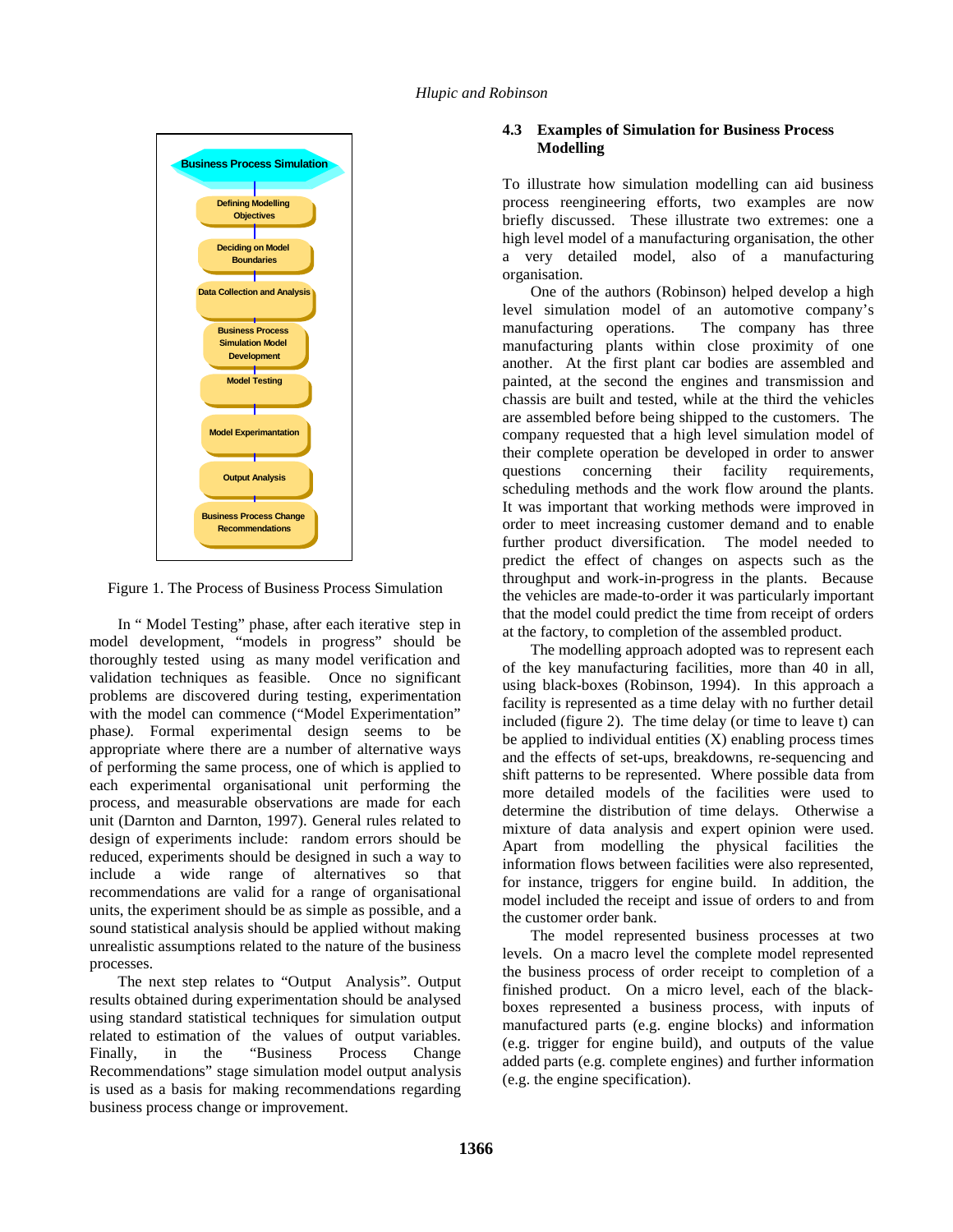Business Process Simulation

Defining Modelling Objectives

Deciding on Model Boundaries

Data Collection and Analysis

Business Process Simulation Model Development

Model Testing

Model Experimantation

Output Analysis

Business Process Change Recommendations

Figure 1. The Process of Business Process Simulation

In " Model Testing" phase, after each iterative step in model development, "models in progress" should be thoroughly tested using as many model verification and validation techniques as feasible. Once no significant problems are discovered during testing, experimentation with the model can commence ("Model Experimentation" phase*)*. Formal experimental design seems to be appropriate where there are a number of alternative ways of performing the same process, one of which is applied to each experimental organisational unit performing the process, and measurable observations are made for each unit (Darnton and Darnton, 1997). General rules related to design of experiments include: random errors should be reduced, experiments should be designed in such a way to include a wide range of alternatives so that recommendations are valid for a range of organisational units, the experiment should be as simple as possible, and a sound statistical analysis should be applied without making unrealistic assumptions related to the nature of the business processes.

The next step relates to "Output Analysis". Output results obtained during experimentation should be analysed using standard statistical techniques for simulation output related to estimation of the values of output variables. Finally, in the "Business Process Change Recommendations" stage simulation model output analysis is used as a basis for making recommendations regarding business process change or improvement.

### 4.3 Examples of Simulation for Business Process Modelling

To illustrate how simulation modelling can aid business process reengineering efforts, two examples are now briefly discussed. These illustrate two extremes: one a high level model of a manufacturing organisation, the other a very detailed model, also of a manufacturing organisation.

One of the authors (Robinson) helped develop a high level simulation model of an automotive company's manufacturing operations. The company has three manufacturing plants within close proximity of one another. At the first plant car bodies are assembled and painted, at the second the engines and transmission and chassis are built and tested, while at the third the vehicles are assembled before being shipped to the customers. The company requested that a high level simulation model of their complete operation be developed in order to answer questions concerning their facility requirements, scheduling methods and the work flow around the plants. It was important that working methods were improved in order to meet increasing customer demand and to enable further product diversification. The model needed to predict the effect of changes on aspects such as the throughput and work-in-progress in the plants. Because the vehicles are made-to-order it was particularly important that the model could predict the time from receipt of orders at the factory, to completion of the assembled product.

The modelling approach adopted was to represent each of the key manufacturing facilities, more than 40 in all, using black-boxes (Robinson, 1994). In this approach a facility is represented as a time delay with no further detail included (figure 2). The time delay (or time to leave t) can be applied to individual entities (X) enabling process times and the effects of set-ups, breakdowns, re-sequencing and shift patterns to be represented. Where possible data from more detailed models of the facilities were used to determine the distribution of time delays. Otherwise a mixture of data analysis and expert opinion were used. Apart from modelling the physical facilities the information flows between facilities were also represented, for instance, triggers for engine build. In addition, the model included the receipt and issue of orders to and from the customer order bank.

The model represented business processes at two levels. On a macro level the complete model represented the business process of order receipt to completion of a finished product. On a micro level, each of the black-boxes represented a business process, with inputs of manufactured parts (e.g. engine blocks) and information (e.g. trigger for engine build), and outputs of the value added parts (e.g. complete engines) and further information (e.g. the engine specification).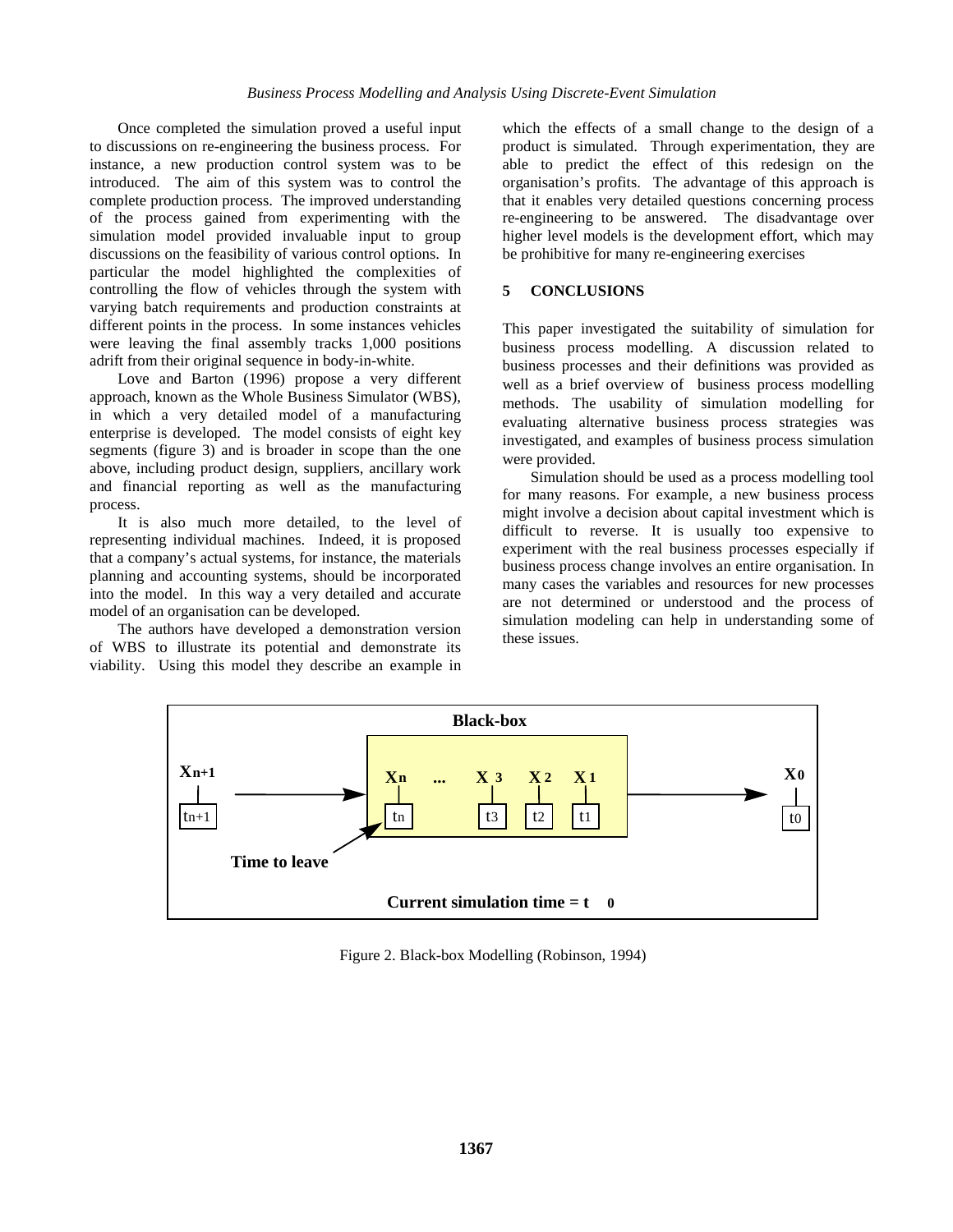Once completed the simulation proved a useful input to discussions on re-engineering the business process. For instance, a new production control system was to be introduced. The aim of this system was to control the complete production process. The improved understanding of the process gained from experimenting with the simulation model provided invaluable input to group discussions on the feasibility of various control options. In particular the model highlighted the complexities of controlling the flow of vehicles through the system with varying batch requirements and production constraints at different points in the process. In some instances vehicles were leaving the final assembly tracks 1,000 positions adrift from their original sequence in body-in-white.

Love and Barton (1996) propose a very different approach, known as the Whole Business Simulator (WBS), in which a very detailed model of a manufacturing enterprise is developed. The model consists of eight key segments (figure 3) and is broader in scope than the one above, including product design, suppliers, ancillary work and financial reporting as well as the manufacturing process.

It is also much more detailed, to the level of representing individual machines. Indeed, it is proposed that a company's actual systems, for instance, the materials planning and accounting systems, should be incorporated into the model. In this way a very detailed and accurate model of an organisation can be developed.

The authors have developed a demonstration version of WBS to illustrate its potential and demonstrate its viability. Using this model they describe an example in which the effects of a small change to the design of a product is simulated. Through experimentation, they are able to predict the effect of this redesign on the organisation's profits. The advantage of this approach is that it enables very detailed questions concerning process re-engineering to be answered. The disadvantage over higher level models is the development effort, which may be prohibitive for many re-engineering exercises

## 5 CONCLUSIONS

This paper investigated the suitability of simulation for business process modelling. A discussion related to business processes and their definitions was provided as well as a brief overview of business process modelling methods. The usability of simulation modelling for evaluating alternative business process strategies was investigated, and examples of business process simulation were provided.

Simulation should be used as a process modelling tool for many reasons. For example, a new business process might involve a decision about capital investment which is difficult to reverse. It is usually too expensive to experiment with the real business processes especially if business process change involves an entire organisation. In many cases the variables and resources for new processes are not determined or understood and the process of simulation modeling can help in understanding some of these issues.

**Black-box**

$X_{n+1}$ ($t_{n+1}$) → [ $X_n$ ($t_n$) ... $X_3$ ($t_3$) $X_2$ ($t_2$) $X_1$ ($t_1$) ] → $X_0$ ($t_0$)

**Time to leave**

**Current simulation time = $t_0$**

Figure 2. Black-box Modelling (Robinson, 1994)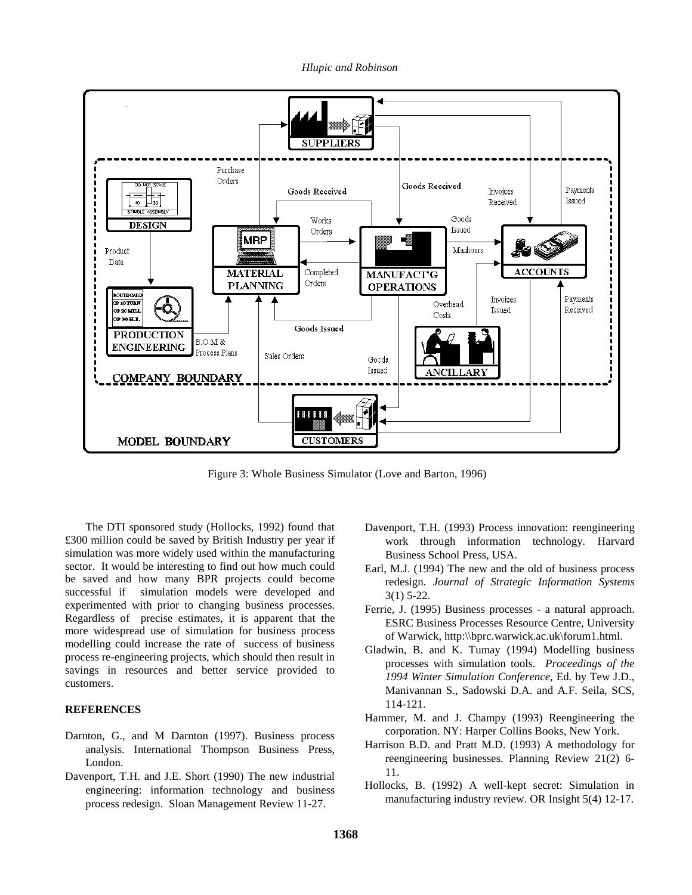Figure 3: Whole Business Simulator (Love and Barton, 1996)

The DTI sponsored study (Hollocks, 1992) found that £300 million could be saved by British Industry per year if simulation was more widely used within the manufacturing sector. It would be interesting to find out how much could be saved and how many BPR projects could become successful if simulation models were developed and experimented with prior to changing business processes. Regardless of precise estimates, it is apparent that the more widespread use of simulation for business process modelling could increase the rate of success of business process re-engineering projects, which should then result in savings in resources and better service provided to customers.

## REFERENCES

Darnton, G., and M Darnton (1997). Business process analysis. International Thompson Business Press, London.

Davenport, T.H. and J.E. Short (1990) The new industrial engineering: information technology and business process redesign. Sloan Management Review 11-27.

Davenport, T.H. (1993) Process innovation: reengineering work through information technology. Harvard Business School Press, USA.

Earl, M.J. (1994) The new and the old of business process redesign. *Journal of Strategic Information Systems* 3(1) 5-22.

Ferrie, J. (1995) Business processes - a natural approach. ESRC Business Processes Resource Centre, University of Warwick, http:\\bprc.warwick.ac.uk\forum1.html.

Gladwin, B. and K. Tumay (1994) Modelling business processes with simulation tools. *Proceedings of the 1994 Winter Simulation Conference*, Ed. by Tew J.D., Manivannan S., Sadowski D.A. and A.F. Seila, SCS, 114-121.

Hammer, M. and J. Champy (1993) Reengineering the corporation. NY: Harper Collins Books, New York.

Harrison B.D. and Pratt M.D. (1993) A methodology for reengineering businesses. Planning Review 21(2) 6-11.

Hollocks, B. (1992) A well-kept secret: Simulation in manufacturing industry review. OR Insight 5(4) 12-17.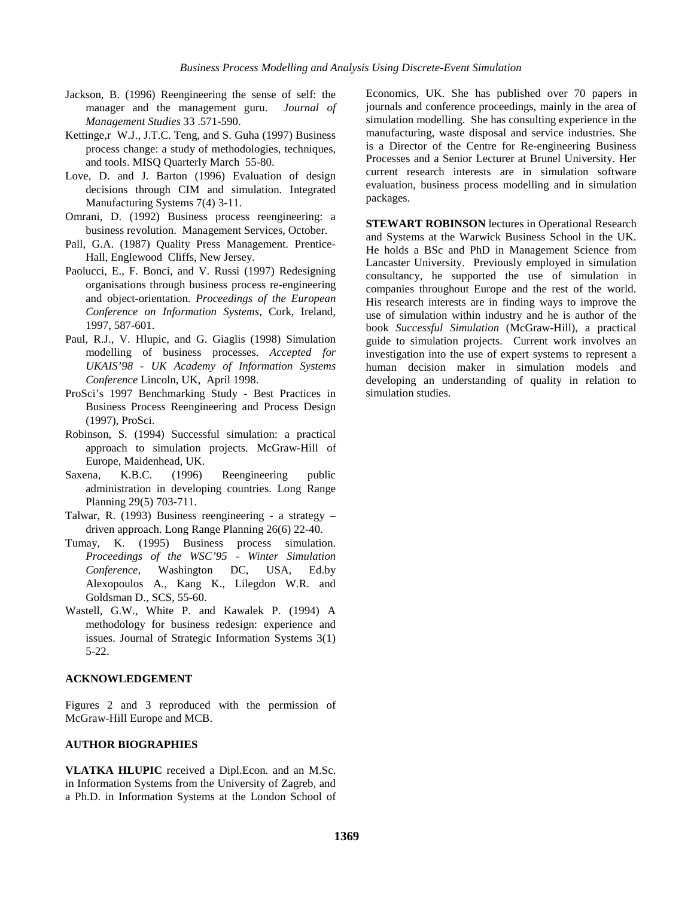Jackson, B. (1996) Reengineering the sense of self: the manager and the management guru. *Journal of Management Studies* 33 .571-590.

Kettinge,r W.J., J.T.C. Teng, and S. Guha (1997) Business process change: a study of methodologies, techniques, and tools. MISQ Quarterly March 55-80.

Love, D. and J. Barton (1996) Evaluation of design decisions through CIM and simulation. Integrated Manufacturing Systems 7(4) 3-11.

Omrani, D. (1992) Business process reengineering: a business revolution. Management Services, October.

Pall, G.A. (1987) Quality Press Management. Prentice-Hall, Englewood Cliffs, New Jersey.

Paolucci, E., F. Bonci, and V. Russi (1997) Redesigning organisations through business process re-engineering and object-orientation. *Proceedings of the European Conference on Information Systems*, Cork, Ireland, 1997, 587-601.

Paul, R.J., V. Hlupic, and G. Giaglis (1998) Simulation modelling of business processes. *Accepted for UKAIS'98 - UK Academy of Information Systems Conference* Lincoln, UK, April 1998.

ProSci's 1997 Benchmarking Study - Best Practices in Business Process Reengineering and Process Design (1997), ProSci.

Robinson, S. (1994) Successful simulation: a practical approach to simulation projects. McGraw-Hill of Europe, Maidenhead, UK.

Saxena, K.B.C. (1996) Reengineering public administration in developing countries. Long Range Planning 29(5) 703-711.

Talwar, R. (1993) Business reengineering - a strategy – driven approach. Long Range Planning 26(6) 22-40.

Tumay, K. (1995) Business process simulation. *Proceedings of the WSC'95 - Winter Simulation Conference*, Washington DC, USA, Ed.by Alexopoulos A., Kang K., Lilegdon W.R. and Goldsman D., SCS, 55-60.

Wastell, G.W., White P. and Kawalek P. (1994) A methodology for business redesign: experience and issues. Journal of Strategic Information Systems 3(1) 5-22.

## ACKNOWLEDGEMENT

Figures 2 and 3 reproduced with the permission of McGraw-Hill Europe and MCB.

## AUTHOR BIOGRAPHIES

**VLATKA HLUPIC** received a Dipl.Econ. and an M.Sc. in Information Systems from the University of Zagreb, and a Ph.D. in Information Systems at the London School of Economics, UK. She has published over 70 papers in journals and conference proceedings, mainly in the area of simulation modelling. She has consulting experience in the manufacturing, waste disposal and service industries. She is a Director of the Centre for Re-engineering Business Processes and a Senior Lecturer at Brunel University. Her current research interests are in simulation software evaluation, business process modelling and in simulation packages.

**STEWART ROBINSON** lectures in Operational Research and Systems at the Warwick Business School in the UK. He holds a BSc and PhD in Management Science from Lancaster University. Previously employed in simulation consultancy, he supported the use of simulation in companies throughout Europe and the rest of the world. His research interests are in finding ways to improve the use of simulation within industry and he is author of the book *Successful Simulation* (McGraw-Hill), a practical guide to simulation projects. Current work involves an investigation into the use of expert systems to represent a human decision maker in simulation models and developing an understanding of quality in relation to simulation studies.